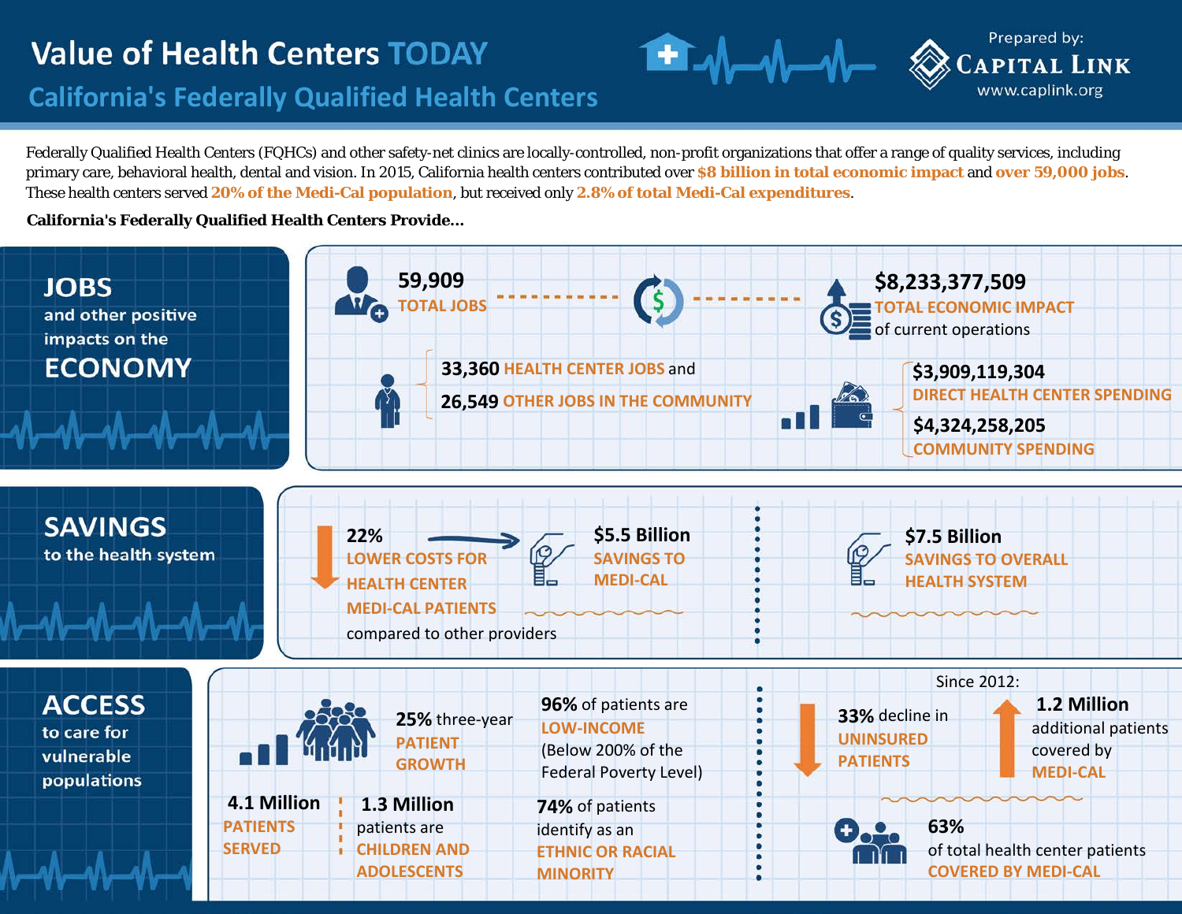# Value of Health Centers TODAY

## California's Federally Qualified Health Centers

Prepared by: Capital Link
www.caplink.org

Federally Qualified Health Centers (FQHCs) and other safety-net clinics are locally-controlled, non-profit organizations that offer a range of quality services, including primary care, behavioral health, dental and vision. In 2015, California health centers contributed over **$8 billion in total economic impact** and **over 59,000 jobs**. These health centers served **20% of the Medi-Cal population**, but received only **2.8% of total Medi-Cal expenditures**.

**California's Federally Qualified Health Centers Provide...**

## JOBS and other positive impacts on the ECONOMY

**59,909**
TOTAL JOBS

**33,360** HEALTH CENTER JOBS and
**26,549** OTHER JOBS IN THE COMMUNITY

**$8,233,377,509**
TOTAL ECONOMIC IMPACT of current operations

**$3,909,119,304**
DIRECT HEALTH CENTER SPENDING

**$4,324,258,205**
COMMUNITY SPENDING

## SAVINGS to the health system

**22%**
LOWER COSTS FOR HEALTH CENTER MEDI-CAL PATIENTS compared to other providers

**$5.5 Billion**
SAVINGS TO MEDI-CAL

**$7.5 Billion**
SAVINGS TO OVERALL HEALTH SYSTEM

## ACCESS to care for vulnerable populations

**25%** three-year PATIENT GROWTH

**4.1 Million**
PATIENTS SERVED

**1.3 Million**
patients are CHILDREN AND ADOLESCENTS

**96%** of patients are LOW-INCOME (Below 200% of the Federal Poverty Level)

**74%** of patients identify as an ETHNIC OR RACIAL MINORITY

Since 2012:

**33%** decline in UNINSURED PATIENTS

**1.2 Million** additional patients covered by MEDI-CAL

**63%** of total health center patients COVERED BY MEDI-CAL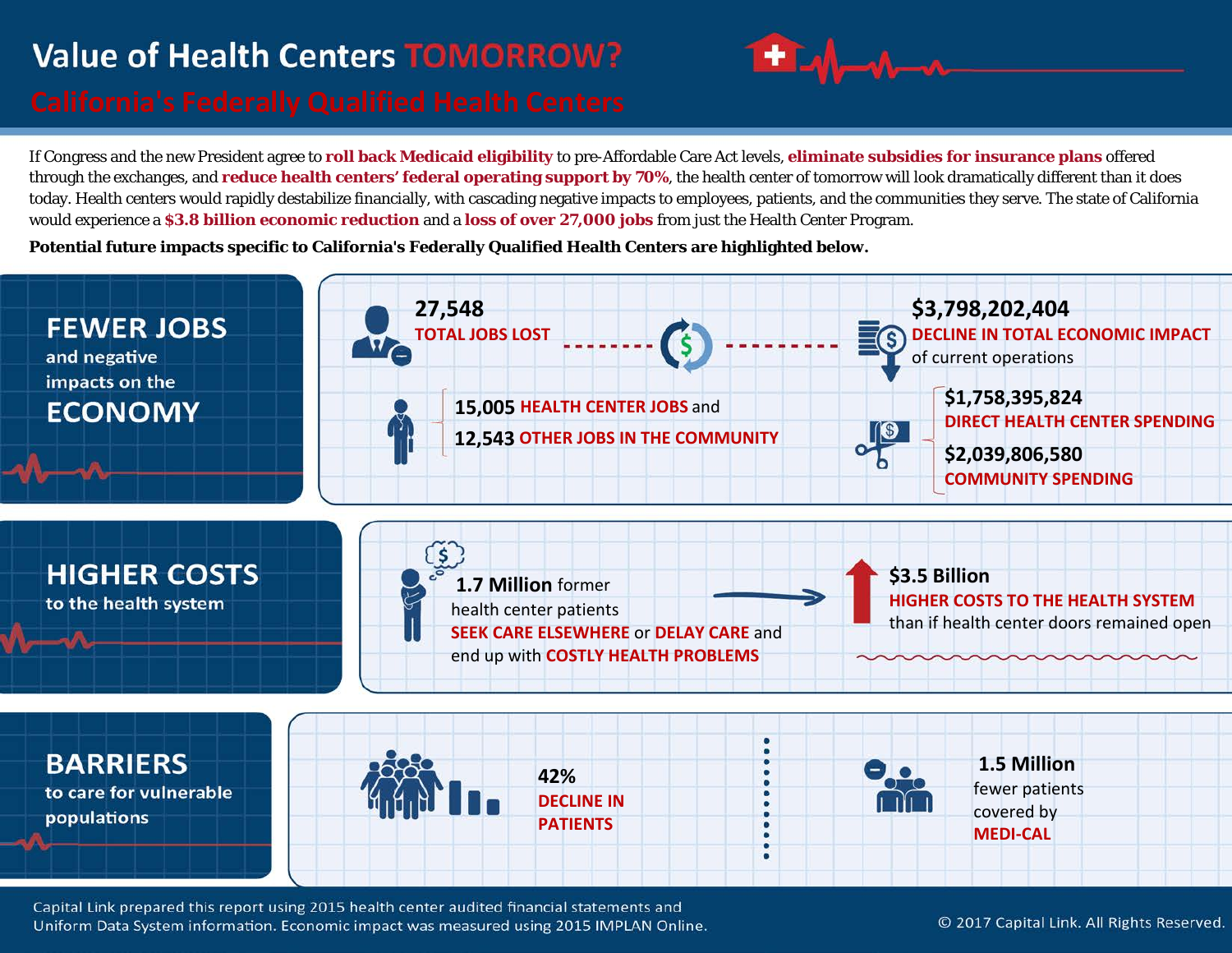# Value of Health Centers TOMORROW?

## California's Federally Qualified Health Centers

If Congress and the new President agree to **roll back Medicaid eligibility** to pre-Affordable Care Act levels, **eliminate subsidies for insurance plans** offered through the exchanges, and **reduce health centers' federal operating support by 70%**, the health center of tomorrow will look dramatically different than it does today. Health centers would rapidly destabilize financially, with cascading negative impacts to employees, patients, and the communities they serve. The state of California would experience a **$3.8 billion economic reduction** and a **loss of over 27,000 jobs** from just the Health Center Program.

**Potential future impacts specific to California's Federally Qualified Health Centers are highlighted below.**

### FEWER JOBS and negative impacts on the ECONOMY

**27,548**
TOTAL JOBS LOST

- **15,005** HEALTH CENTER JOBS and
- **12,543** OTHER JOBS IN THE COMMUNITY

**$3,798,202,404**
DECLINE IN TOTAL ECONOMIC IMPACT of current operations

- **$1,758,395,824** DIRECT HEALTH CENTER SPENDING
- **$2,039,806,580** COMMUNITY SPENDING

### HIGHER COSTS to the health system

**1.7 Million** former health center patients SEEK CARE ELSEWHERE or DELAY CARE and end up with COSTLY HEALTH PROBLEMS

**$3.5 Billion**
HIGHER COSTS TO THE HEALTH SYSTEM than if health center doors remained open

### BARRIERS to care for vulnerable populations

**42%**
DECLINE IN PATIENTS

**1.5 Million** fewer patients covered by MEDI-CAL

Capital Link prepared this report using 2015 health center audited financial statements and Uniform Data System information. Economic impact was measured using 2015 IMPLAN Online.

© 2017 Capital Link. All Rights Reserved.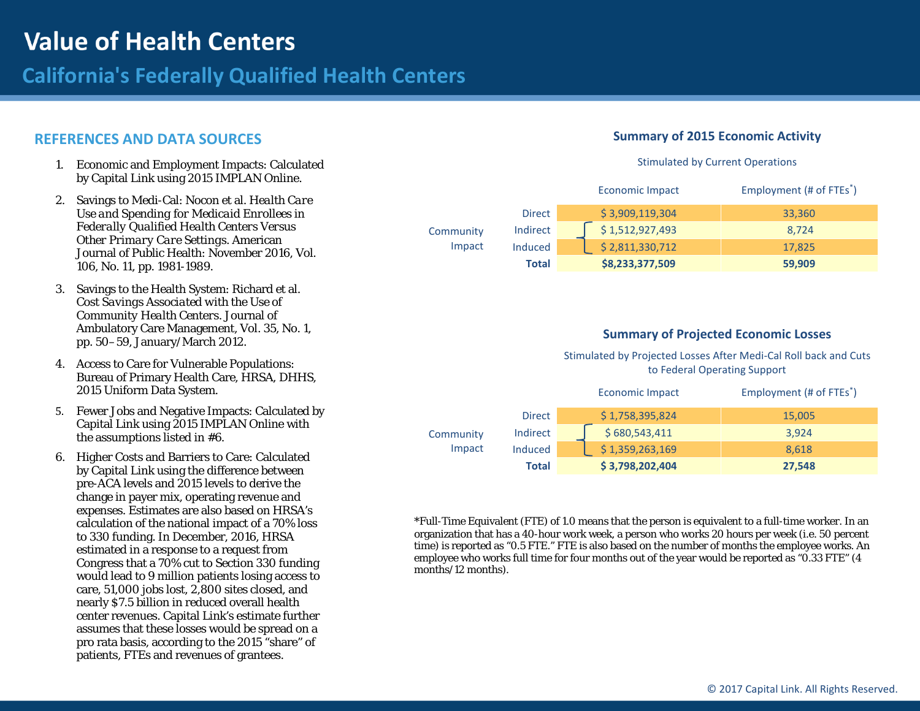# Value of Health Centers

## California's Federally Qualified Health Centers

### REFERENCES AND DATA SOURCES

1. Economic and Employment Impacts: Calculated by Capital Link using 2015 IMPLAN Online.
2. Savings to Medi-Cal: Nocon et al. *Health Care Use and Spending for Medicaid Enrollees in Federally Qualified Health Centers Versus Other Primary Care Settings*. American Journal of Public Health: November 2016, Vol. 106, No. 11, pp. 1981-1989.
3. Savings to the Health System: Richard et al. *Cost Savings Associated with the Use of Community Health Centers*. Journal of Ambulatory Care Management, Vol. 35, No. 1, pp. 50–59, January/March 2012.
4. Access to Care for Vulnerable Populations: Bureau of Primary Health Care, HRSA, DHHS, 2015 Uniform Data System.
5. Fewer Jobs and Negative Impacts: Calculated by Capital Link using 2015 IMPLAN Online with the assumptions listed in #6.
6. Higher Costs and Barriers to Care: Calculated by Capital Link using the difference between pre-ACA levels and 2015 levels to derive the change in payer mix, operating revenue and expenses. Estimates are also based on HRSA's calculation of the national impact of a 70% loss to 330 funding. In December, 2016, HRSA estimated in a response to a request from Congress that a 70% cut to Section 330 funding would lead to 9 million patients losing access to care, 51,000 jobs lost, 2,800 sites closed, and nearly $7.5 billion in reduced overall health center revenues. Capital Link's estimate further assumes that these losses would be spread on a pro rata basis, according to the 2015 "share" of patients, FTEs and revenues of grantees.

### Summary of 2015 Economic Activity

Stimulated by Current Operations

| | | Economic Impact | Employment (# of FTEs*) |
|---|---|---|---|
| Community Impact | Direct | $ 3,909,119,304 | 33,360 |
| | Indirect | $ 1,512,927,493 | 8,724 |
| | Induced | $ 2,811,330,712 | 17,825 |
| | **Total** | **$8,233,377,509** | **59,909** |

### Summary of Projected Economic Losses

Stimulated by Projected Losses After Medi-Cal Roll back and Cuts to Federal Operating Support

| | | Economic Impact | Employment (# of FTEs*) |
|---|---|---|---|
| Community Impact | Direct | $ 1,758,395,824 | 15,005 |
| | Indirect | $ 680,543,411 | 3,924 |
| | Induced | $ 1,359,263,169 | 8,618 |
| | **Total** | **$ 3,798,202,404** | **27,548** |

*Full-Time Equivalent (FTE) of 1.0 means that the person is equivalent to a full-time worker. In an organization that has a 40-hour work week, a person who works 20 hours per week (i.e. 50 percent time) is reported as "0.5 FTE." FTE is also based on the number of months the employee works. An employee who works full time for four months out of the year would be reported as "0.33 FTE" (4 months/12 months).

© 2017 Capital Link. All Rights Reserved.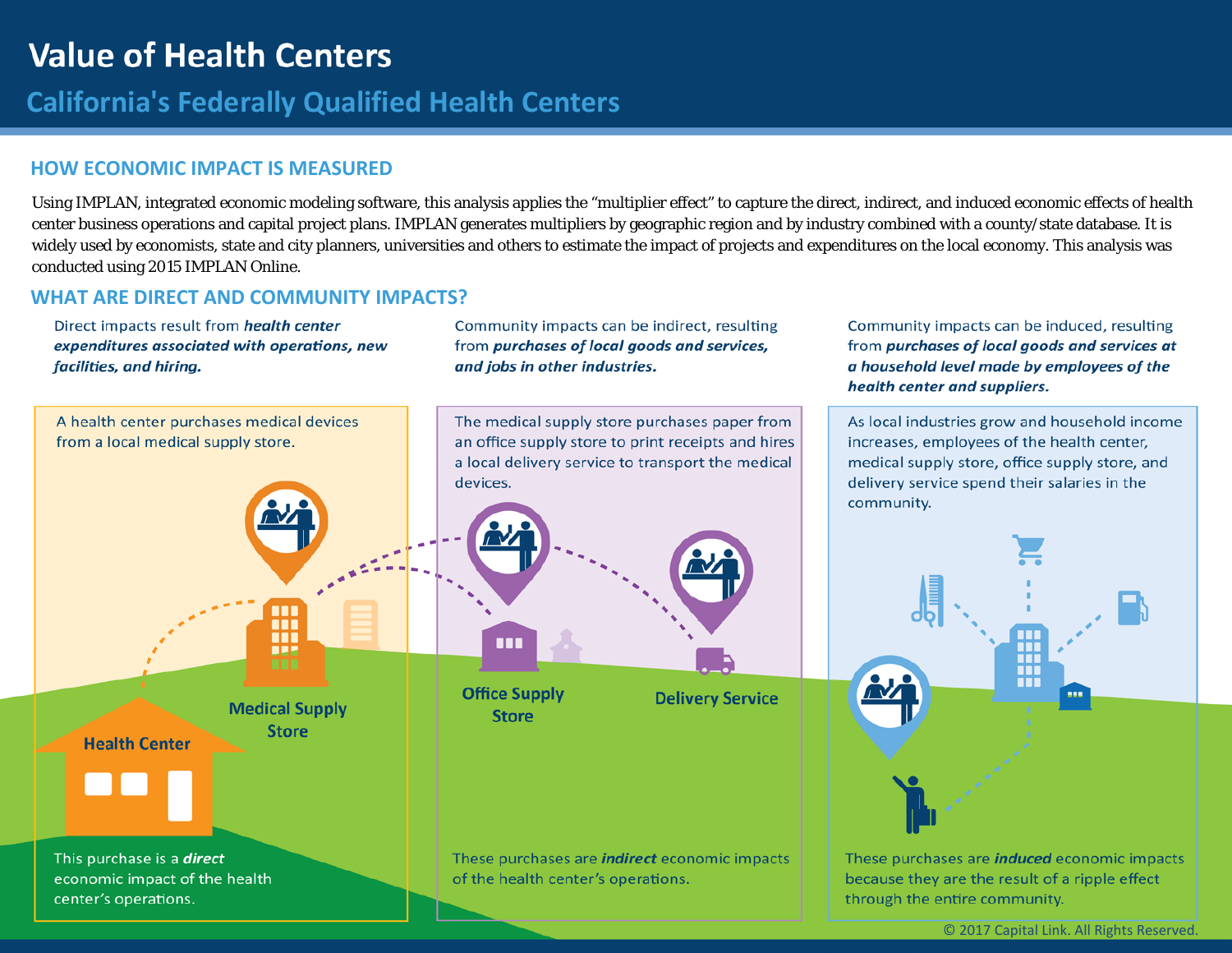# Value of Health Centers

## California's Federally Qualified Health Centers

### HOW ECONOMIC IMPACT IS MEASURED

Using IMPLAN, integrated economic modeling software, this analysis applies the "multiplier effect" to capture the direct, indirect, and induced economic effects of health center business operations and capital project plans. IMPLAN generates multipliers by geographic region and by industry combined with a county/state database. It is widely used by economists, state and city planners, universities and others to estimate the impact of projects and expenditures on the local economy. This analysis was conducted using 2015 IMPLAN Online.

### WHAT ARE DIRECT AND COMMUNITY IMPACTS?

Direct impacts result from ***health center expenditures associated with operations, new facilities, and hiring.***

A health center purchases medical devices from a local medical supply store.

Health Center

Medical Supply Store

This purchase is a ***direct*** economic impact of the health center's operations.

Community impacts can be indirect, resulting from ***purchases of local goods and services, and jobs in other industries.***

The medical supply store purchases paper from an office supply store to print receipts and hires a local delivery service to transport the medical devices.

Office Supply Store

Delivery Service

These purchases are ***indirect*** economic impacts of the health center's operations.

Community impacts can be induced, resulting from ***purchases of local goods and services at a household level made by employees of the health center and suppliers.***

As local industries grow and household income increases, employees of the health center, medical supply store, office supply store, and delivery service spend their salaries in the community.

These purchases are ***induced*** economic impacts because they are the result of a ripple effect through the entire community.

© 2017 Capital Link. All Rights Reserved.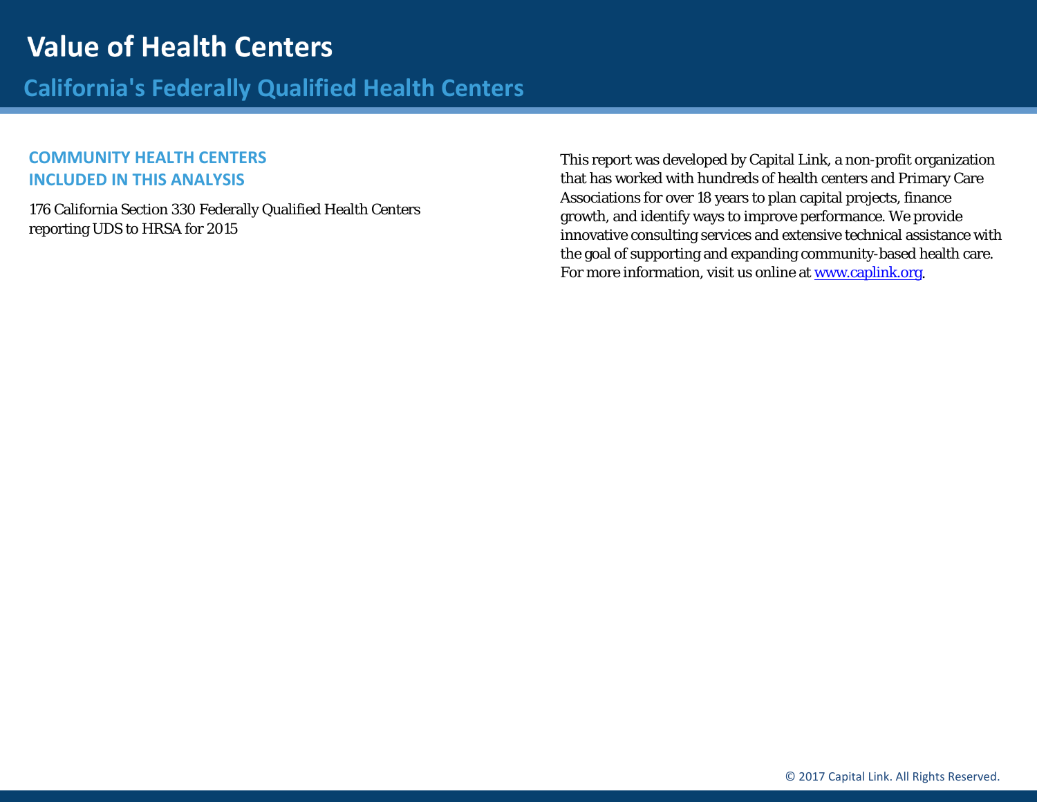# Value of Health Centers

## California's Federally Qualified Health Centers

### COMMUNITY HEALTH CENTERS INCLUDED IN THIS ANALYSIS

176 California Section 330 Federally Qualified Health Centers reporting UDS to HRSA for 2015

This report was developed by Capital Link, a non-profit organization that has worked with hundreds of health centers and Primary Care Associations for over 18 years to plan capital projects, finance growth, and identify ways to improve performance. We provide innovative consulting services and extensive technical assistance with the goal of supporting and expanding community-based health care. For more information, visit us online at [www.caplink.org](http://www.caplink.org).

© 2017 Capital Link. All Rights Reserved.